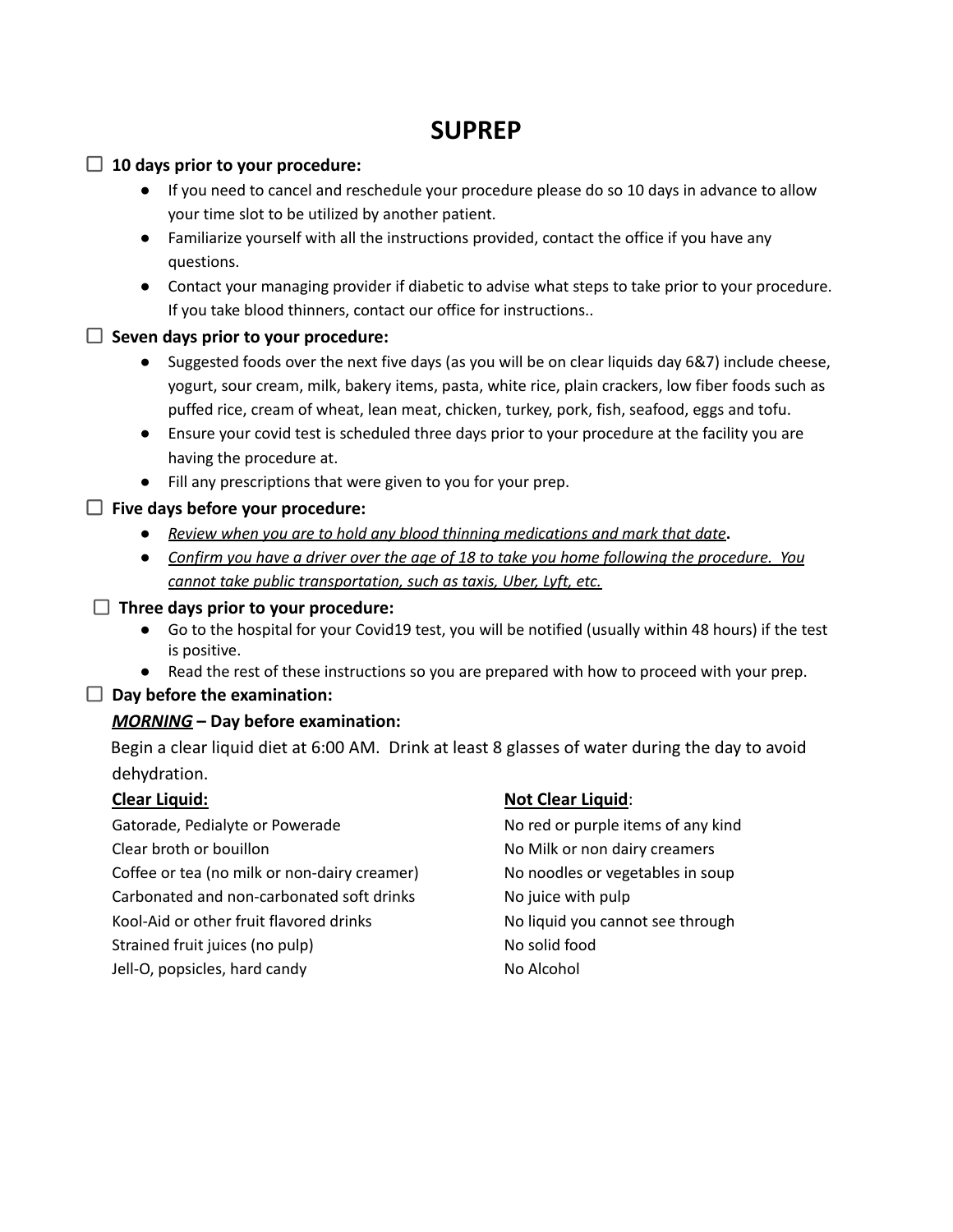# SUPREP

☐ **10 days prior to your procedure:**

- If you need to cancel and reschedule your procedure please do so 10 days in advance to allow your time slot to be utilized by another patient.
- Familiarize yourself with all the instructions provided, contact the office if you have any questions.
- Contact your managing provider if diabetic to advise what steps to take prior to your procedure. If you take blood thinners, contact our office for instructions..

☐ **Seven days prior to your procedure:**

- Suggested foods over the next five days (as you will be on clear liquids day 6&7) include cheese, yogurt, sour cream, milk, bakery items, pasta, white rice, plain crackers, low fiber foods such as puffed rice, cream of wheat, lean meat, chicken, turkey, pork, fish, seafood, eggs and tofu.
- Ensure your covid test is scheduled three days prior to your procedure at the facility you are having the procedure at.
- Fill any prescriptions that were given to you for your prep.

☐ **Five days before your procedure:**

- *Review when you are to hold any blood thinning medications and mark that date*.
- *Confirm you have a driver over the age of 18 to take you home following the procedure. You cannot take public transportation, such as taxis, Uber, Lyft, etc.*

☐ **Three days prior to your procedure:**

- Go to the hospital for your Covid19 test, you will be notified (usually within 48 hours) if the test is positive.
- Read the rest of these instructions so you are prepared with how to proceed with your prep.

☐ **Day before the examination:**

***MORNING* – Day before examination:**

Begin a clear liquid diet at 6:00 AM. Drink at least 8 glasses of water during the day to avoid dehydration.

| **Clear Liquid:** | **Not Clear Liquid**: |
|---|---|
| Gatorade, Pedialyte or Powerade | No red or purple items of any kind |
| Clear broth or bouillon | No Milk or non dairy creamers |
| Coffee or tea (no milk or non-dairy creamer) | No noodles or vegetables in soup |
| Carbonated and non-carbonated soft drinks | No juice with pulp |
| Kool-Aid or other fruit flavored drinks | No liquid you cannot see through |
| Strained fruit juices (no pulp) | No solid food |
| Jell-O, popsicles, hard candy | No Alcohol |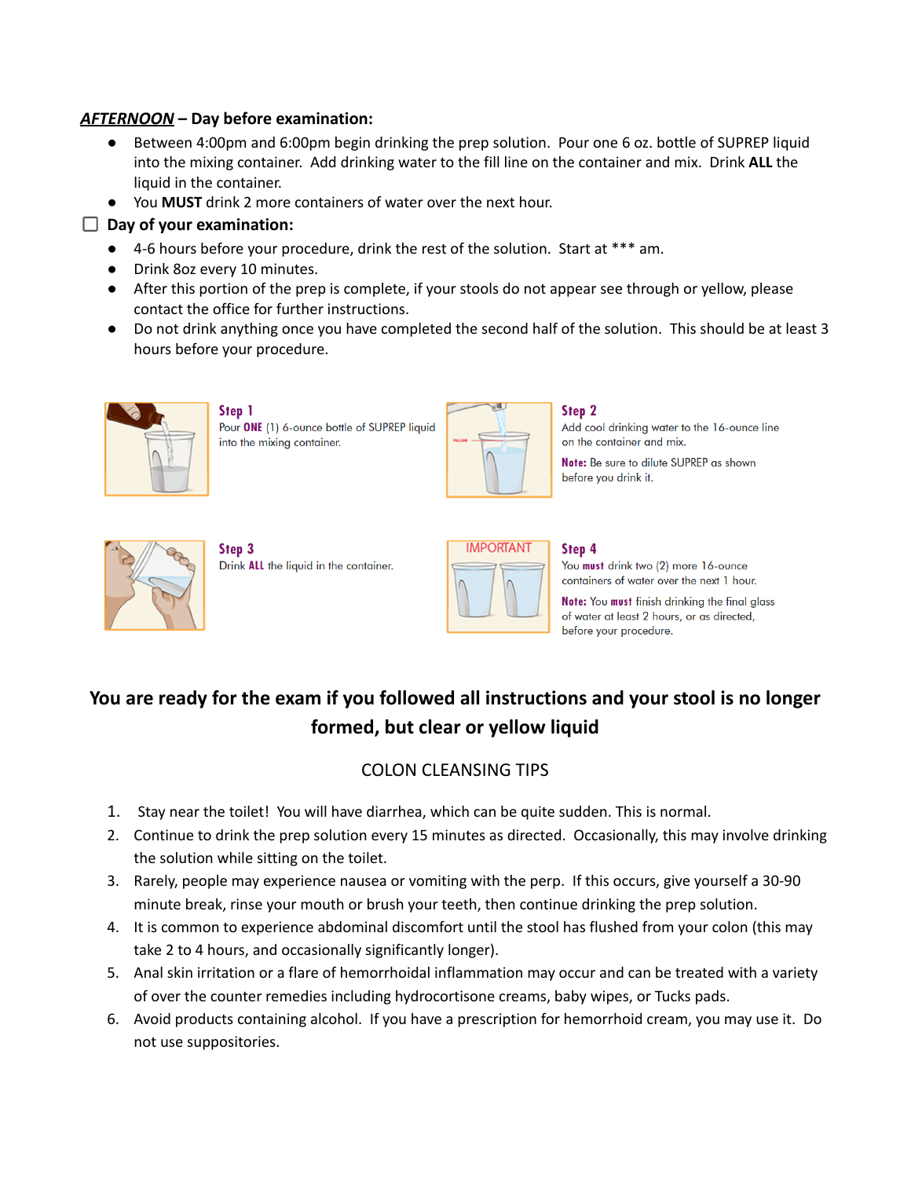***AFTERNOON*** **– Day before examination:**

- Between 4:00pm and 6:00pm begin drinking the prep solution. Pour one 6 oz. bottle of SUPREP liquid into the mixing container. Add drinking water to the fill line on the container and mix. Drink **ALL** the liquid in the container.
- You **MUST** drink 2 more containers of water over the next hour.

☐ **Day of your examination:**

- 4-6 hours before your procedure, drink the rest of the solution. Start at *** am.
- Drink 8oz every 10 minutes.
- After this portion of the prep is complete, if your stools do not appear see through or yellow, please contact the office for further instructions.
- Do not drink anything once you have completed the second half of the solution. This should be at least 3 hours before your procedure.

**Step 1**
Pour **ONE** (1) 6-ounce bottle of SUPREP liquid into the mixing container.

**Step 2**
Add cool drinking water to the 16-ounce line on the container and mix.
**Note:** Be sure to dilute SUPREP as shown before you drink it.

**Step 3**
Drink **ALL** the liquid in the container.

IMPORTANT

**Step 4**
You **must** drink two (2) more 16-ounce containers of water over the next 1 hour.
**Note:** You **must** finish drinking the final glass of water at least 2 hours, or as directed, before your procedure.

## You are ready for the exam if you followed all instructions and your stool is no longer formed, but clear or yellow liquid

### COLON CLEANSING TIPS

1. Stay near the toilet! You will have diarrhea, which can be quite sudden. This is normal.
2. Continue to drink the prep solution every 15 minutes as directed. Occasionally, this may involve drinking the solution while sitting on the toilet.
3. Rarely, people may experience nausea or vomiting with the perp. If this occurs, give yourself a 30-90 minute break, rinse your mouth or brush your teeth, then continue drinking the prep solution.
4. It is common to experience abdominal discomfort until the stool has flushed from your colon (this may take 2 to 4 hours, and occasionally significantly longer).
5. Anal skin irritation or a flare of hemorrhoidal inflammation may occur and can be treated with a variety of over the counter remedies including hydrocortisone creams, baby wipes, or Tucks pads.
6. Avoid products containing alcohol. If you have a prescription for hemorrhoid cream, you may use it. Do not use suppositories.